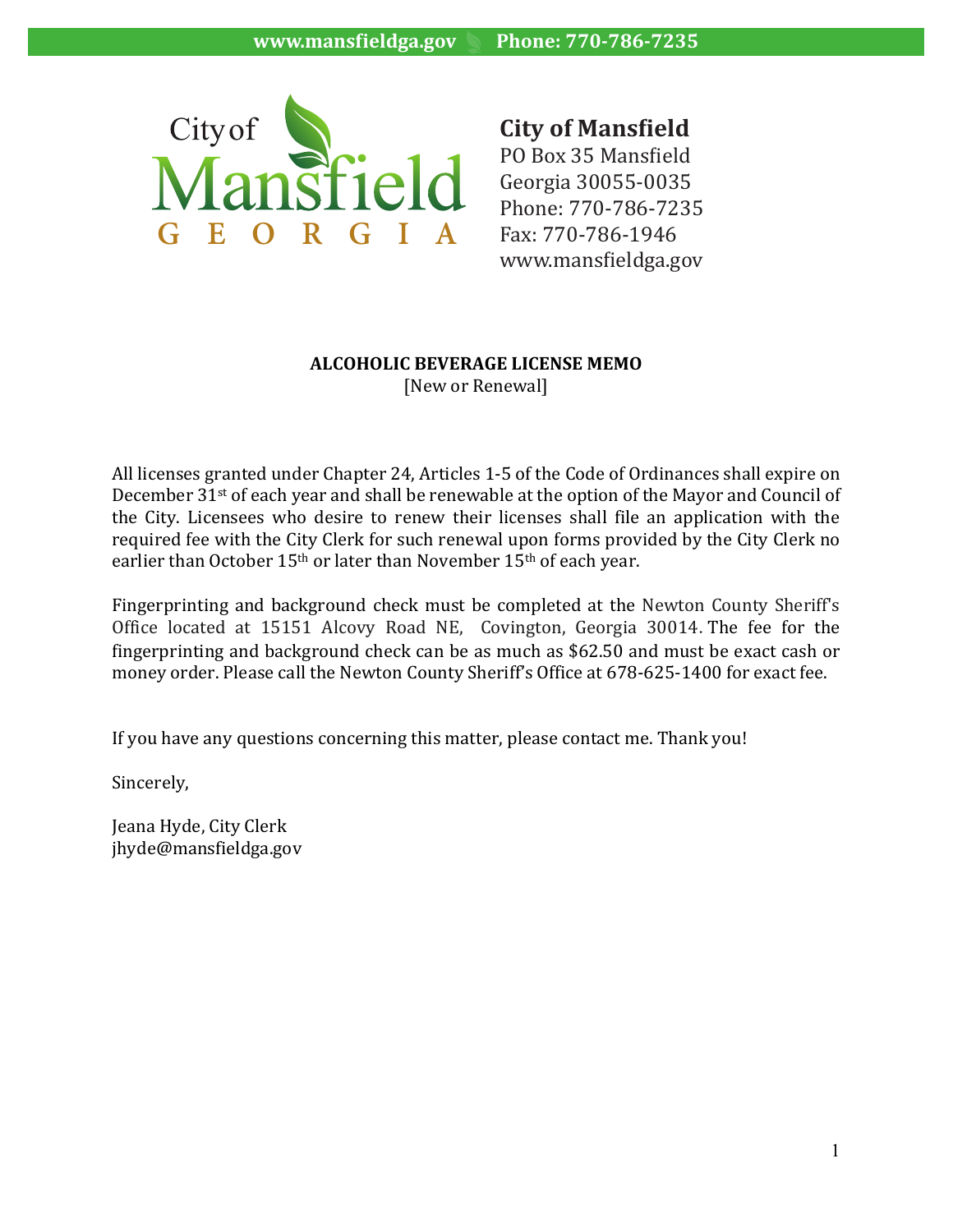www.mansfieldga.gov Phone: 770-786-7235

City of Mansfield GEORGIA

**City of Mansfield**
PO Box 35 Mansfield
Georgia 30055-0035
Phone: 770-786-7235
Fax: 770-786-1946
www.mansfieldga.gov

**ALCOHOLIC BEVERAGE LICENSE MEMO**
[New or Renewal]

All licenses granted under Chapter 24, Articles 1-5 of the Code of Ordinances shall expire on December 31st of each year and shall be renewable at the option of the Mayor and Council of the City. Licensees who desire to renew their licenses shall file an application with the required fee with the City Clerk for such renewal upon forms provided by the City Clerk no earlier than October 15th or later than November 15th of each year.

Fingerprinting and background check must be completed at the Newton County Sheriff's Office located at 15151 Alcovy Road NE, Covington, Georgia 30014. The fee for the fingerprinting and background check can be as much as $62.50 and must be exact cash or money order. Please call the Newton County Sheriff's Office at 678-625-1400 for exact fee.

If you have any questions concerning this matter, please contact me. Thank you!

Sincerely,

Jeana Hyde, City Clerk
jhyde@mansfieldga.gov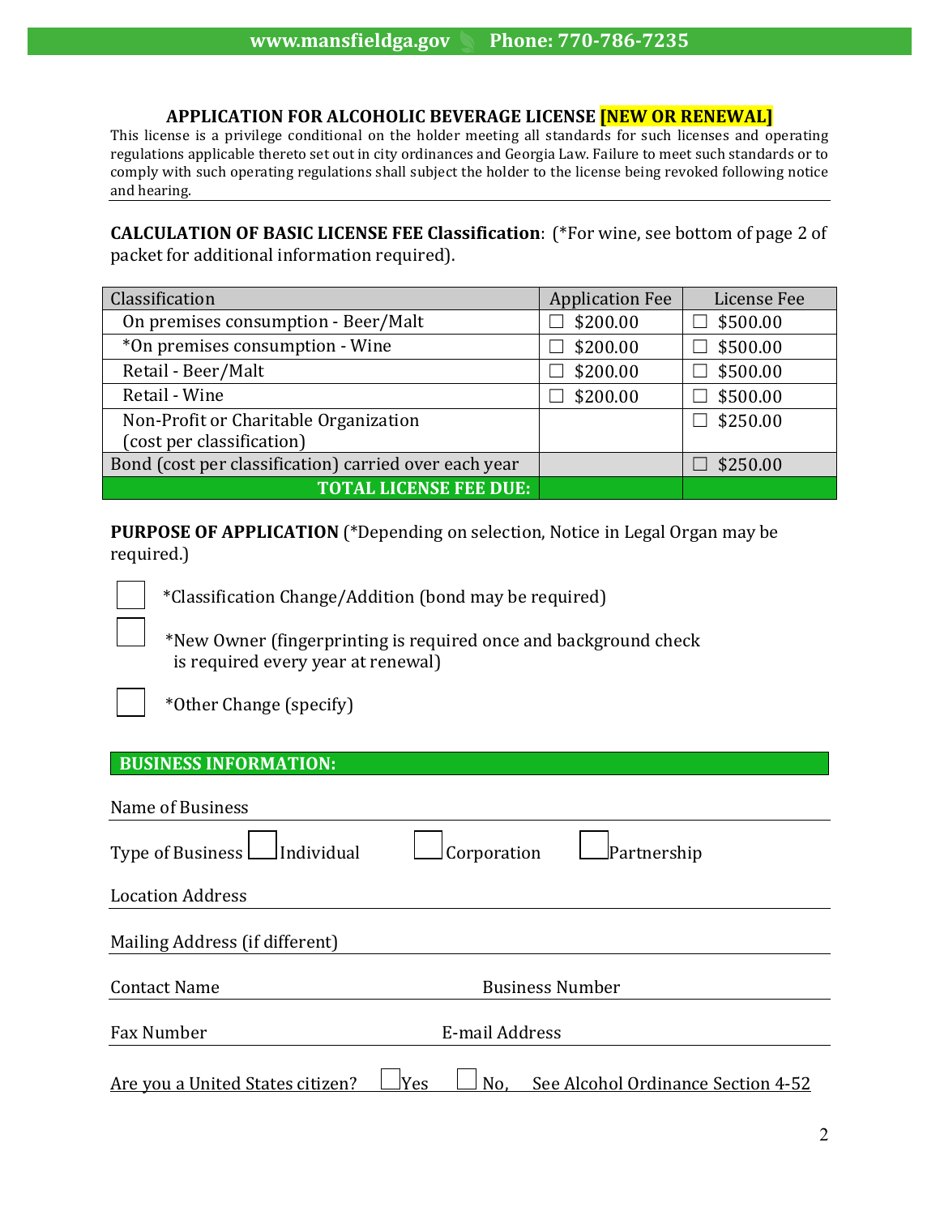## APPLICATION FOR ALCOHOLIC BEVERAGE LICENSE [NEW OR RENEWAL]

This license is a privilege conditional on the holder meeting all standards for such licenses and operating regulations applicable thereto set out in city ordinances and Georgia Law. Failure to meet such standards or to comply with such operating regulations shall subject the holder to the license being revoked following notice and hearing.

**CALCULATION OF BASIC LICENSE FEE Classification**: (*For wine, see bottom of page 2 of packet for additional information required).

| Classification | Application Fee | License Fee |
|---|---|---|
| On premises consumption - Beer/Malt | ☐ $200.00 | ☐ $500.00 |
| *On premises consumption - Wine | ☐ $200.00 | ☐ $500.00 |
| Retail - Beer/Malt | ☐ $200.00 | ☐ $500.00 |
| Retail - Wine | ☐ $200.00 | ☐ $500.00 |
| Non-Profit or Charitable Organization (cost per classification) | | ☐ $250.00 |
| Bond (cost per classification) carried over each year | | ☐ $250.00 |
| **TOTAL LICENSE FEE DUE:** | | |

**PURPOSE OF APPLICATION** (*Depending on selection, Notice in Legal Organ may be required.)

☐ *Classification Change/Addition (bond may be required)

☐ *New Owner (fingerprinting is required once and background check is required every year at renewal)

☐ *Other Change (specify)

### BUSINESS INFORMATION:

Name of Business ______________________________

Type of Business ☐ Individual ☐ Corporation ☐ Partnership

Location Address ______________________________

Mailing Address (if different) ______________________________

Contact Name ______________________________ Business Number ______________________________

Fax Number ______________________________ E-mail Address ______________________________

Are you a United States citizen? ☐ Yes ☐ No, See Alcohol Ordinance Section 4-52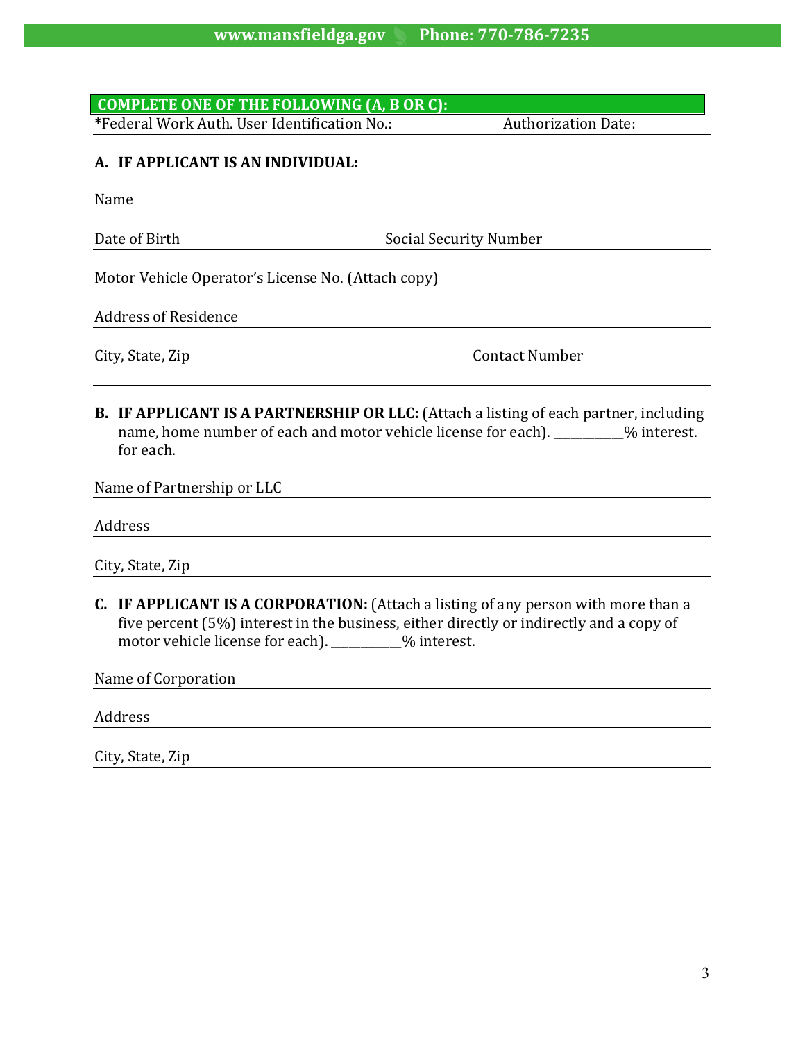**COMPLETE ONE OF THE FOLLOWING (A, B OR C):**

*Federal Work Auth. User Identification No.: Authorization Date:

**A. IF APPLICANT IS AN INDIVIDUAL:**

Name

Date of Birth Social Security Number

Motor Vehicle Operator's License No. (Attach copy)

Address of Residence

City, State, Zip Contact Number

**B. IF APPLICANT IS A PARTNERSHIP OR LLC:** (Attach a listing of each partner, including name, home number of each and motor vehicle license for each). ___________% interest. for each.

Name of Partnership or LLC

Address

City, State, Zip

**C. IF APPLICANT IS A CORPORATION:** (Attach a listing of any person with more than a five percent (5%) interest in the business, either directly or indirectly and a copy of motor vehicle license for each). ___________% interest.

Name of Corporation

Address

City, State, Zip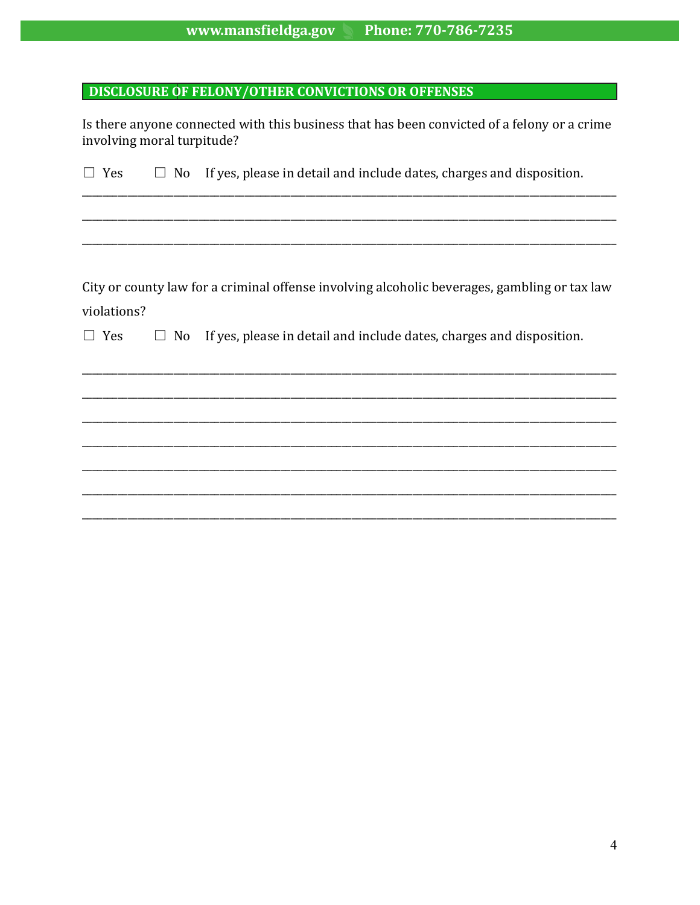## DISCLOSURE OF FELONY/OTHER CONVICTIONS OR OFFENSES

Is there anyone connected with this business that has been convicted of a felony or a crime involving moral turpitude?

☐ Yes ☐ No If yes, please in detail and include dates, charges and disposition.

\_\_\_\_\_\_\_\_\_\_\_\_\_\_\_\_\_\_\_\_\_\_\_\_\_\_\_\_\_\_\_\_\_\_\_\_\_\_\_\_\_\_\_\_\_\_\_\_\_\_\_\_\_\_\_\_\_\_\_\_\_\_\_\_\_\_\_\_\_\_\_\_\_\_\_\_\_\_

\_\_\_\_\_\_\_\_\_\_\_\_\_\_\_\_\_\_\_\_\_\_\_\_\_\_\_\_\_\_\_\_\_\_\_\_\_\_\_\_\_\_\_\_\_\_\_\_\_\_\_\_\_\_\_\_\_\_\_\_\_\_\_\_\_\_\_\_\_\_\_\_\_\_\_\_\_\_

\_\_\_\_\_\_\_\_\_\_\_\_\_\_\_\_\_\_\_\_\_\_\_\_\_\_\_\_\_\_\_\_\_\_\_\_\_\_\_\_\_\_\_\_\_\_\_\_\_\_\_\_\_\_\_\_\_\_\_\_\_\_\_\_\_\_\_\_\_\_\_\_\_\_\_\_\_\_

City or county law for a criminal offense involving alcoholic beverages, gambling or tax law violations?

☐ Yes ☐ No If yes, please in detail and include dates, charges and disposition.

\_\_\_\_\_\_\_\_\_\_\_\_\_\_\_\_\_\_\_\_\_\_\_\_\_\_\_\_\_\_\_\_\_\_\_\_\_\_\_\_\_\_\_\_\_\_\_\_\_\_\_\_\_\_\_\_\_\_\_\_\_\_\_\_\_\_\_\_\_\_\_\_\_\_\_\_\_\_

\_\_\_\_\_\_\_\_\_\_\_\_\_\_\_\_\_\_\_\_\_\_\_\_\_\_\_\_\_\_\_\_\_\_\_\_\_\_\_\_\_\_\_\_\_\_\_\_\_\_\_\_\_\_\_\_\_\_\_\_\_\_\_\_\_\_\_\_\_\_\_\_\_\_\_\_\_\_

\_\_\_\_\_\_\_\_\_\_\_\_\_\_\_\_\_\_\_\_\_\_\_\_\_\_\_\_\_\_\_\_\_\_\_\_\_\_\_\_\_\_\_\_\_\_\_\_\_\_\_\_\_\_\_\_\_\_\_\_\_\_\_\_\_\_\_\_\_\_\_\_\_\_\_\_\_\_

\_\_\_\_\_\_\_\_\_\_\_\_\_\_\_\_\_\_\_\_\_\_\_\_\_\_\_\_\_\_\_\_\_\_\_\_\_\_\_\_\_\_\_\_\_\_\_\_\_\_\_\_\_\_\_\_\_\_\_\_\_\_\_\_\_\_\_\_\_\_\_\_\_\_\_\_\_\_

\_\_\_\_\_\_\_\_\_\_\_\_\_\_\_\_\_\_\_\_\_\_\_\_\_\_\_\_\_\_\_\_\_\_\_\_\_\_\_\_\_\_\_\_\_\_\_\_\_\_\_\_\_\_\_\_\_\_\_\_\_\_\_\_\_\_\_\_\_\_\_\_\_\_\_\_\_\_

\_\_\_\_\_\_\_\_\_\_\_\_\_\_\_\_\_\_\_\_\_\_\_\_\_\_\_\_\_\_\_\_\_\_\_\_\_\_\_\_\_\_\_\_\_\_\_\_\_\_\_\_\_\_\_\_\_\_\_\_\_\_\_\_\_\_\_\_\_\_\_\_\_\_\_\_\_\_

\_\_\_\_\_\_\_\_\_\_\_\_\_\_\_\_\_\_\_\_\_\_\_\_\_\_\_\_\_\_\_\_\_\_\_\_\_\_\_\_\_\_\_\_\_\_\_\_\_\_\_\_\_\_\_\_\_\_\_\_\_\_\_\_\_\_\_\_\_\_\_\_\_\_\_\_\_\_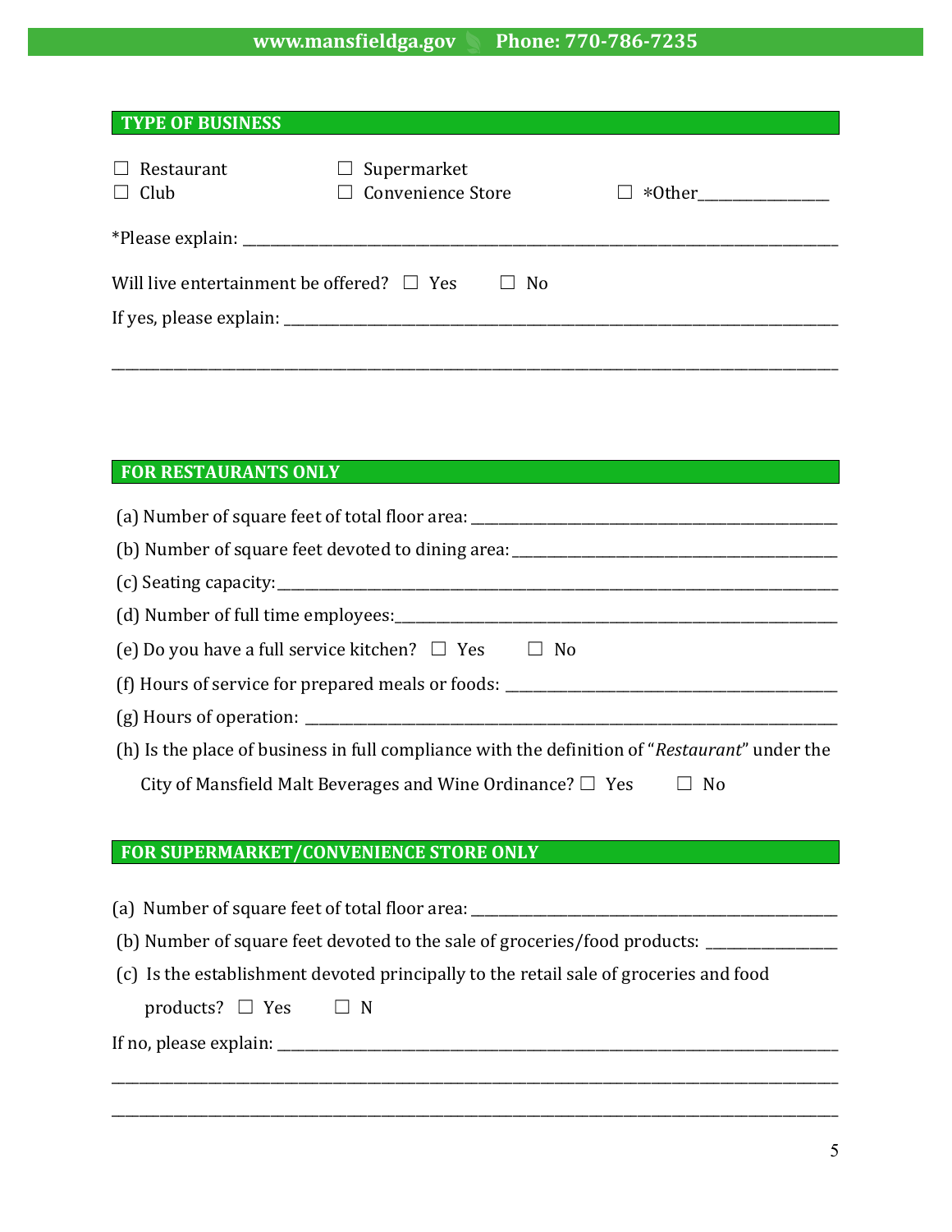## TYPE OF BUSINESS

☐ Restaurant ☐ Supermarket
☐ Club ☐ Convenience Store ☐ *Other________________

*Please explain: ______________________________________________________________________________

Will live entertainment be offered? ☐ Yes ☐ No

If yes, please explain: ________________________________________________________________________

______________________________________________________________________________________________

## FOR RESTAURANTS ONLY

(a) Number of square feet of total floor area: _________________________________________________

(b) Number of square feet devoted to dining area: _____________________________________________

(c) Seating capacity:___________________________________________________________________________

(d) Number of full time employees:______________________________________________________________

(e) Do you have a full service kitchen? ☐ Yes ☐ No

(f) Hours of service for prepared meals or foods: ______________________________________________

(g) Hours of operation: _________________________________________________________________________

(h) Is the place of business in full compliance with the definition of "*Restaurant*" under the City of Mansfield Malt Beverages and Wine Ordinance? ☐ Yes ☐ No

## FOR SUPERMARKET/CONVENIENCE STORE ONLY

(a) Number of square feet of total floor area: _________________________________________________

(b) Number of square feet devoted to the sale of groceries/food products: ________________

(c) Is the establishment devoted principally to the retail sale of groceries and food products? ☐ Yes ☐ N

If no, please explain: _________________________________________________________________________

______________________________________________________________________________________________

______________________________________________________________________________________________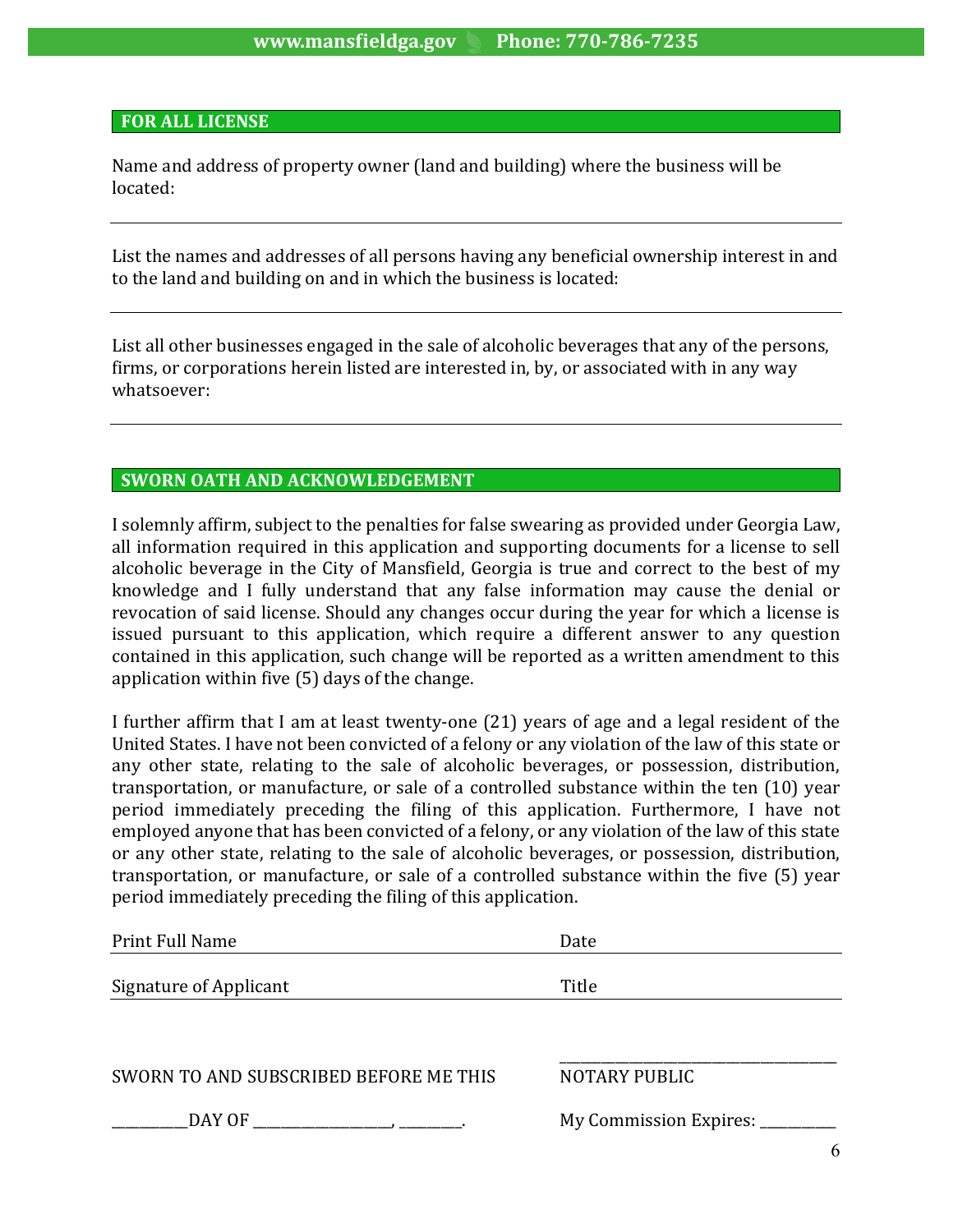## FOR ALL LICENSE

Name and address of property owner (land and building) where the business will be located:

---

List the names and addresses of all persons having any beneficial ownership interest in and to the land and building on and in which the business is located:

---

List all other businesses engaged in the sale of alcoholic beverages that any of the persons, firms, or corporations herein listed are interested in, by, or associated with in any way whatsoever:

---

## SWORN OATH AND ACKNOWLEDGEMENT

I solemnly affirm, subject to the penalties for false swearing as provided under Georgia Law, all information required in this application and supporting documents for a license to sell alcoholic beverage in the City of Mansfield, Georgia is true and correct to the best of my knowledge and I fully understand that any false information may cause the denial or revocation of said license. Should any changes occur during the year for which a license is issued pursuant to this application, which require a different answer to any question contained in this application, such change will be reported as a written amendment to this application within five (5) days of the change.

I further affirm that I am at least twenty-one (21) years of age and a legal resident of the United States. I have not been convicted of a felony or any violation of the law of this state or any other state, relating to the sale of alcoholic beverages, or possession, distribution, transportation, or manufacture, or sale of a controlled substance within the ten (10) year period immediately preceding the filing of this application. Furthermore, I have not employed anyone that has been convicted of a felony, or any violation of the law of this state or any other state, relating to the sale of alcoholic beverages, or possession, distribution, transportation, or manufacture, or sale of a controlled substance within the five (5) year period immediately preceding the filing of this application.

Print Full Name ______________________ Date ______________________

Signature of Applicant ______________________ Title ______________________

SWORN TO AND SUBSCRIBED BEFORE ME THIS ______________________ NOTARY PUBLIC

__________DAY OF __________________, ________. My Commission Expires: __________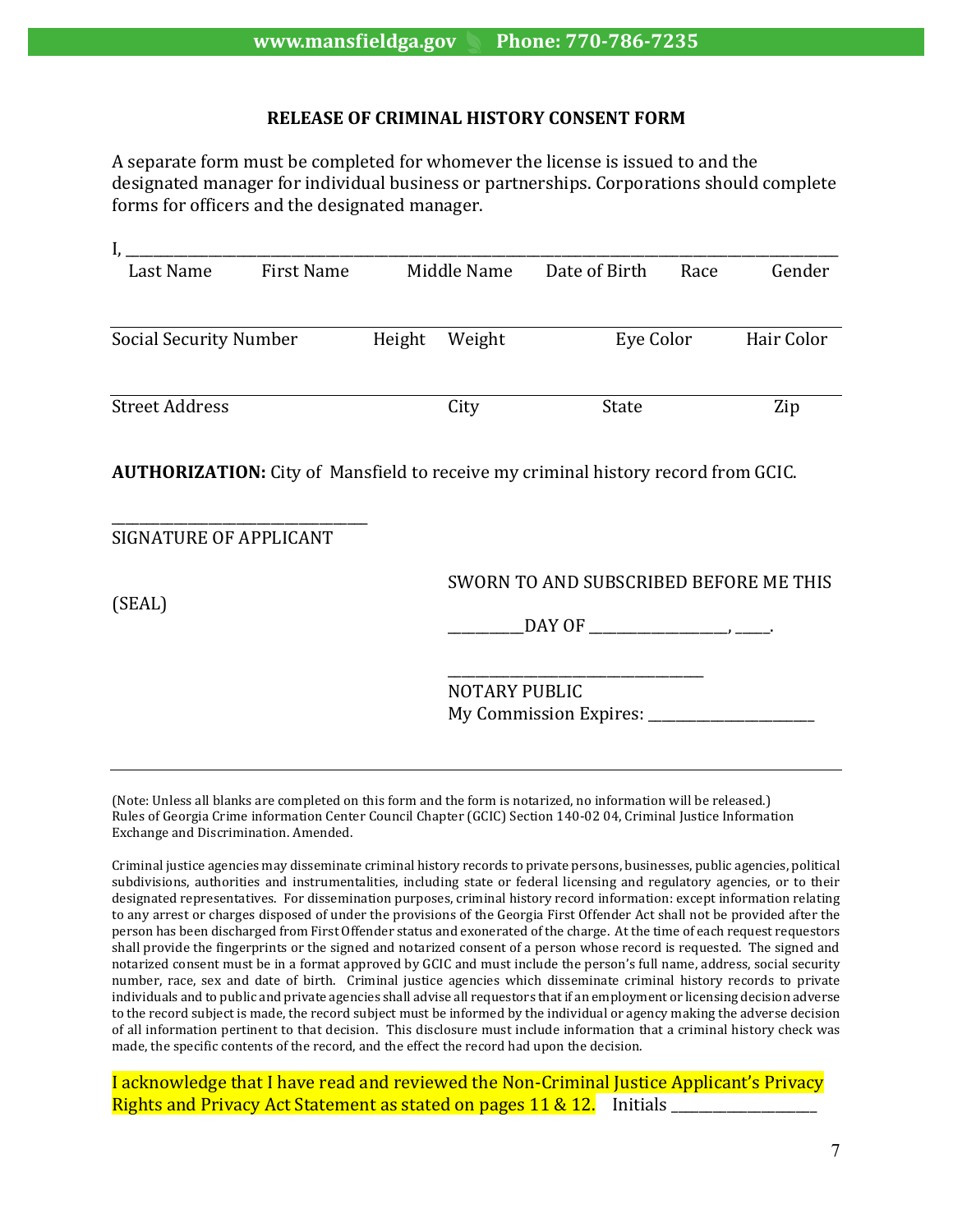# RELEASE OF CRIMINAL HISTORY CONSENT FORM

A separate form must be completed for whomever the license is issued to and the designated manager for individual business or partnerships. Corporations should complete forms for officers and the designated manager.

I, ______________________________________________________________________________

| Last Name | First Name | Middle Name | Date of Birth | Race | Gender |
|---|---|---|---|---|---|

______________________________________________________________________________

| Social Security Number | Height | Weight | Eye Color | Hair Color |
|---|---|---|---|---|

______________________________________________________________________________

| Street Address | City | State | Zip |
|---|---|---|---|

**AUTHORIZATION:** City of Mansfield to receive my criminal history record from GCIC.

______________________________
SIGNATURE OF APPLICANT

(SEAL)

SWORN TO AND SUBSCRIBED BEFORE ME THIS

__________DAY OF __________________, _____.

________________________________
NOTARY PUBLIC
My Commission Expires: ______________________

---

(Note: Unless all blanks are completed on this form and the form is notarized, no information will be released.) Rules of Georgia Crime information Center Council Chapter (GCIC) Section 140-02 04, Criminal Justice Information Exchange and Discrimination. Amended.

Criminal justice agencies may disseminate criminal history records to private persons, businesses, public agencies, political subdivisions, authorities and instrumentalities, including state or federal licensing and regulatory agencies, or to their designated representatives. For dissemination purposes, criminal history record information: except information relating to any arrest or charges disposed of under the provisions of the Georgia First Offender Act shall not be provided after the person has been discharged from First Offender status and exonerated of the charge. At the time of each request requestors shall provide the fingerprints or the signed and notarized consent of a person whose record is requested. The signed and notarized consent must be in a format approved by GCIC and must include the person's full name, address, social security number, race, sex and date of birth. Criminal justice agencies which disseminate criminal history records to private individuals and to public and private agencies shall advise all requestors that if an employment or licensing decision adverse to the record subject is made, the record subject must be informed by the individual or agency making the adverse decision of all information pertinent to that decision. This disclosure must include information that a criminal history check was made, the specific contents of the record, and the effect the record had upon the decision.

I acknowledge that I have read and reviewed the Non-Criminal Justice Applicant's Privacy Rights and Privacy Act Statement as stated on pages 11 & 12. Initials __________________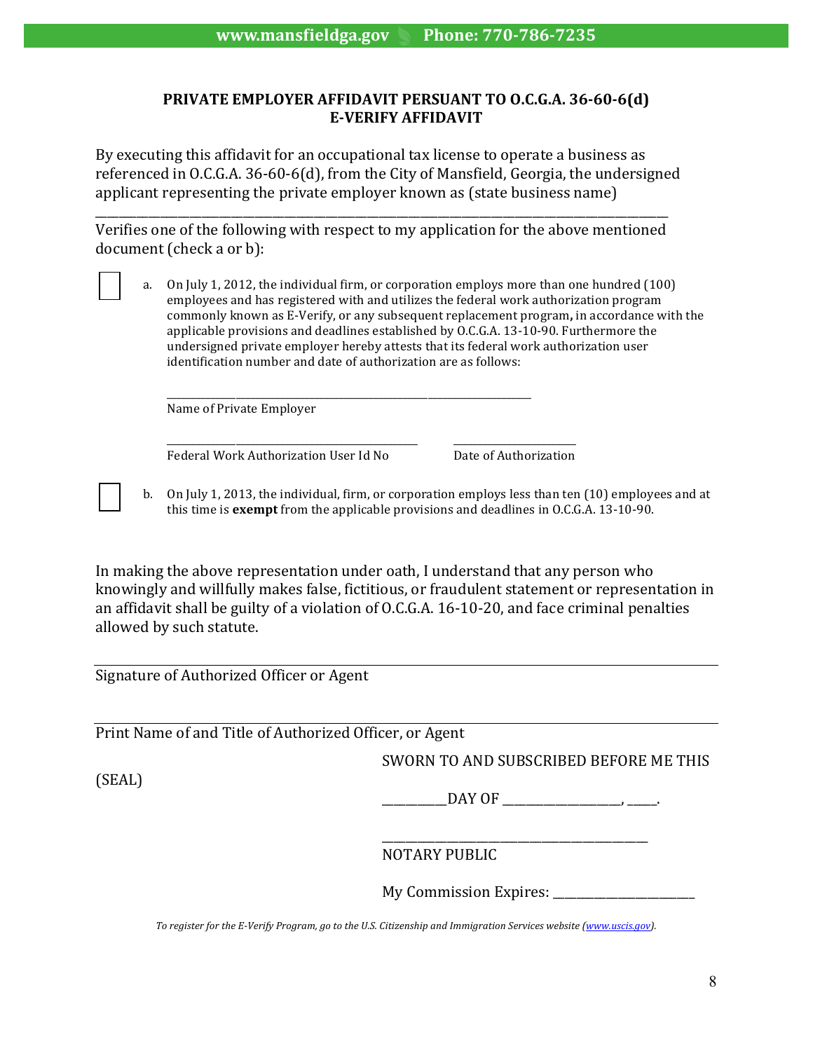## PRIVATE EMPLOYER AFFIDAVIT PERSUANT TO O.C.G.A. 36-60-6(d)
## E-VERIFY AFFIDAVIT

By executing this affidavit for an occupational tax license to operate a business as referenced in O.C.G.A. 36-60-6(d), from the City of Mansfield, Georgia, the undersigned applicant representing the private employer known as (state business name)

_______________________________________________________________________________

Verifies one of the following with respect to my application for the above mentioned document (check a or b):

☐ a. On July 1, 2012, the individual firm, or corporation employs more than one hundred (100) employees and has registered with and utilizes the federal work authorization program commonly known as E-Verify, or any subsequent replacement program**,** in accordance with the applicable provisions and deadlines established by O.C.G.A. 13-10-90. Furthermore the undersigned private employer hereby attests that its federal work authorization user identification number and date of authorization are as follows:

_______________________________________________
Name of Private Employer

_______________________________ _______________
Federal Work Authorization User Id No Date of Authorization

☐ b. On July 1, 2013, the individual, firm, or corporation employs less than ten (10) employees and at this time is **exempt** from the applicable provisions and deadlines in O.C.G.A. 13-10-90.

In making the above representation under oath, I understand that any person who knowingly and willfully makes false, fictitious, or fraudulent statement or representation in an affidavit shall be guilty of a violation of O.C.G.A. 16-10-20, and face criminal penalties allowed by such statute.

_______________________________________________________________________________
Signature of Authorized Officer or Agent

_______________________________________________________________________________
Print Name of and Title of Authorized Officer, or Agent

SWORN TO AND SUBSCRIBED BEFORE ME THIS

(SEAL)

__________DAY OF __________________, _____.

_________________________________________
NOTARY PUBLIC

My Commission Expires: _____________________

*To register for the E-Verify Program, go to the U.S. Citizenship and Immigration Services website (www.uscis.gov).*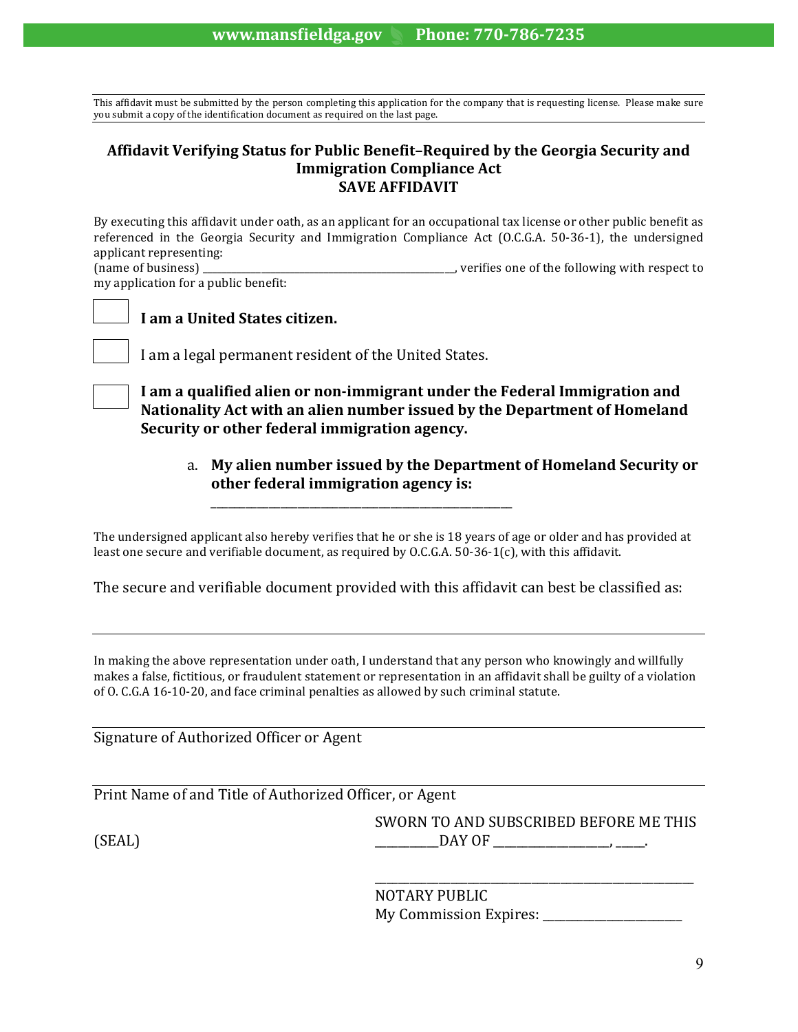This affidavit must be submitted by the person completing this application for the company that is requesting license. Please make sure you submit a copy of the identification document as required on the last page.

## Affidavit Verifying Status for Public Benefit–Required by the Georgia Security and Immigration Compliance Act
## SAVE AFFIDAVIT

By executing this affidavit under oath, as an applicant for an occupational tax license or other public benefit as referenced in the Georgia Security and Immigration Compliance Act (O.C.G.A. 50-36-1), the undersigned applicant representing:
(name of business) ______________________________________________________, verifies one of the following with respect to my application for a public benefit:

☐ **I am a United States citizen.**

☐ I am a legal permanent resident of the United States.

☐ **I am a qualified alien or non-immigrant under the Federal Immigration and Nationality Act with an alien number issued by the Department of Homeland Security or other federal immigration agency.**

a. **My alien number issued by the Department of Homeland Security or other federal immigration agency is:**

_______________________________________________

The undersigned applicant also hereby verifies that he or she is 18 years of age or older and has provided at least one secure and verifiable document, as required by O.C.G.A. 50-36-1(c), with this affidavit.

The secure and verifiable document provided with this affidavit can best be classified as:

_______________________________________________

In making the above representation under oath, I understand that any person who knowingly and willfully makes a false, fictitious, or fraudulent statement or representation in an affidavit shall be guilty of a violation of O. C.G.A 16-10-20, and face criminal penalties as allowed by such criminal statute.

_______________________________________________
Signature of Authorized Officer or Agent

_______________________________________________
Print Name of and Title of Authorized Officer, or Agent

(SEAL)

SWORN TO AND SUBSCRIBED BEFORE ME THIS
__________DAY OF __________________, _____.

_______________________________________________
NOTARY PUBLIC
My Commission Expires: ______________________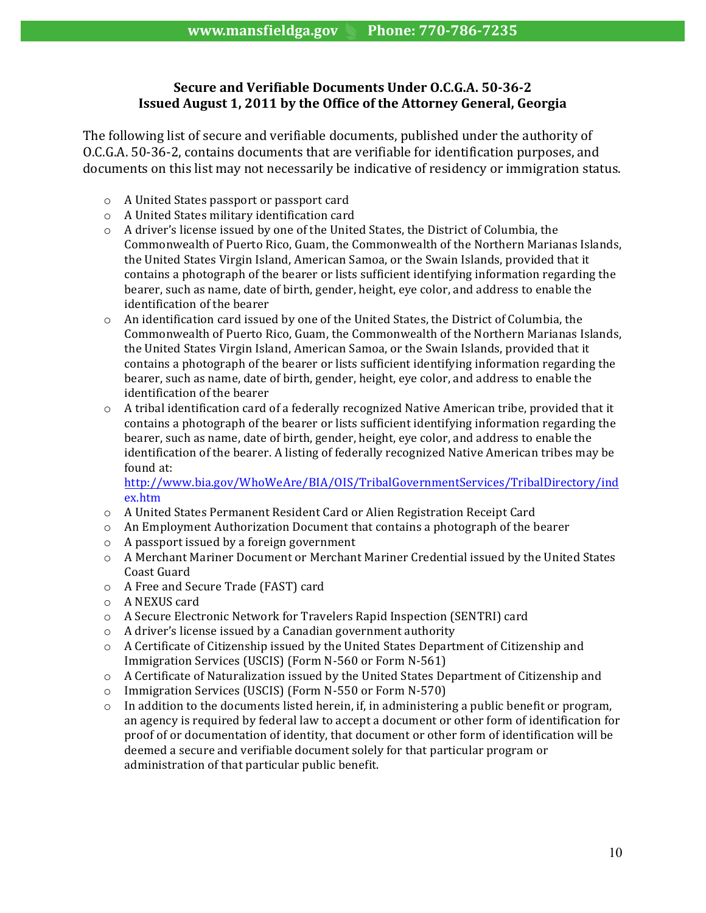**Secure and Verifiable Documents Under O.C.G.A. 50-36-2**
**Issued August 1, 2011 by the Office of the Attorney General, Georgia**

The following list of secure and verifiable documents, published under the authority of O.C.G.A. 50-36-2, contains documents that are verifiable for identification purposes, and documents on this list may not necessarily be indicative of residency or immigration status.

- A United States passport or passport card
- A United States military identification card
- A driver's license issued by one of the United States, the District of Columbia, the Commonwealth of Puerto Rico, Guam, the Commonwealth of the Northern Marianas Islands, the United States Virgin Island, American Samoa, or the Swain Islands, provided that it contains a photograph of the bearer or lists sufficient identifying information regarding the bearer, such as name, date of birth, gender, height, eye color, and address to enable the identification of the bearer
- An identification card issued by one of the United States, the District of Columbia, the Commonwealth of Puerto Rico, Guam, the Commonwealth of the Northern Marianas Islands, the United States Virgin Island, American Samoa, or the Swain Islands, provided that it contains a photograph of the bearer or lists sufficient identifying information regarding the bearer, such as name, date of birth, gender, height, eye color, and address to enable the identification of the bearer
- A tribal identification card of a federally recognized Native American tribe, provided that it contains a photograph of the bearer or lists sufficient identifying information regarding the bearer, such as name, date of birth, gender, height, eye color, and address to enable the identification of the bearer. A listing of federally recognized Native American tribes may be found at: http://www.bia.gov/WhoWeAre/BIA/OIS/TribalGovernmentServices/TribalDirectory/index.htm
- A United States Permanent Resident Card or Alien Registration Receipt Card
- An Employment Authorization Document that contains a photograph of the bearer
- A passport issued by a foreign government
- A Merchant Mariner Document or Merchant Mariner Credential issued by the United States Coast Guard
- A Free and Secure Trade (FAST) card
- A NEXUS card
- A Secure Electronic Network for Travelers Rapid Inspection (SENTRI) card
- A driver's license issued by a Canadian government authority
- A Certificate of Citizenship issued by the United States Department of Citizenship and Immigration Services (USCIS) (Form N-560 or Form N-561)
- A Certificate of Naturalization issued by the United States Department of Citizenship and
- Immigration Services (USCIS) (Form N-550 or Form N-570)
- In addition to the documents listed herein, if, in administering a public benefit or program, an agency is required by federal law to accept a document or other form of identification for proof of or documentation of identity, that document or other form of identification will be deemed a secure and verifiable document solely for that particular program or administration of that particular public benefit.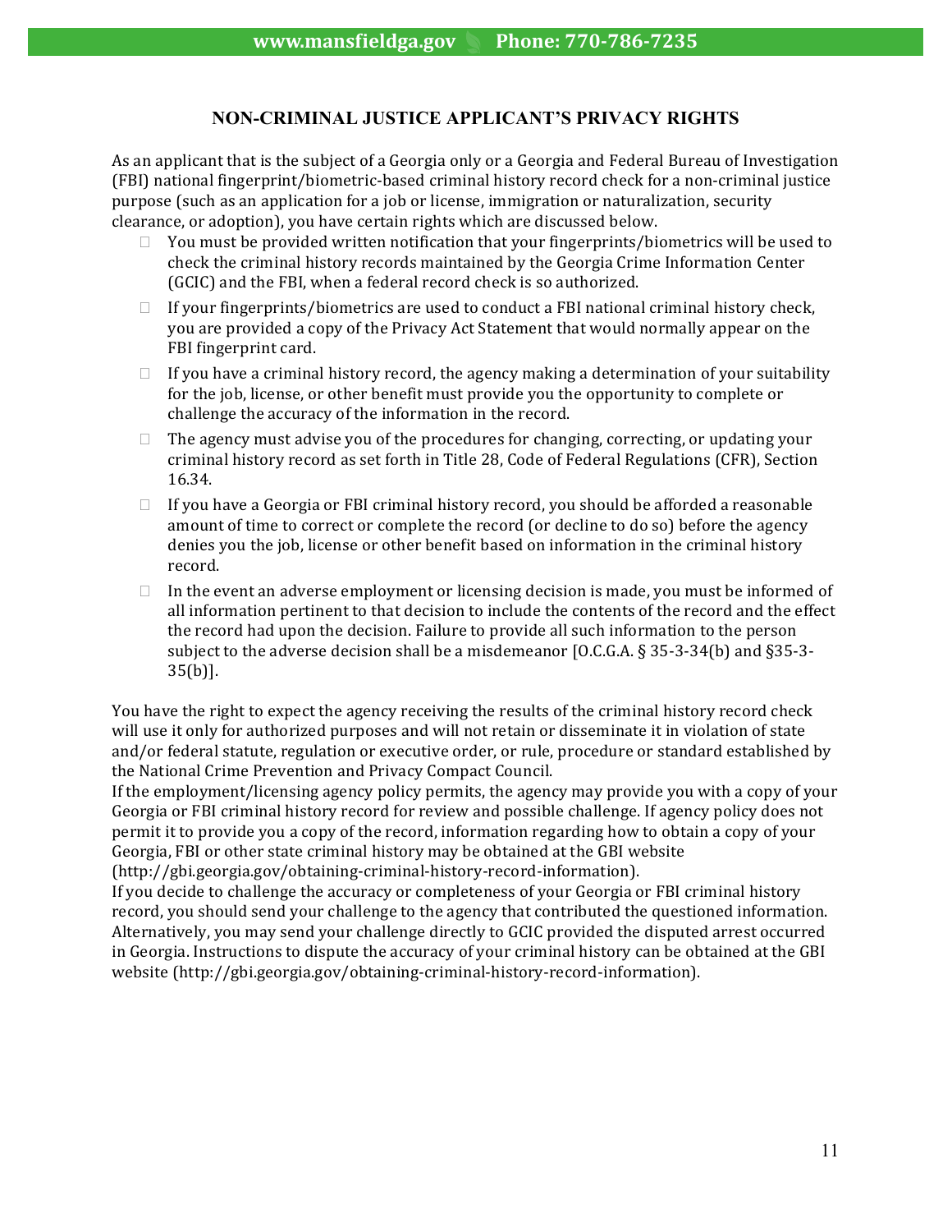## NON-CRIMINAL JUSTICE APPLICANT'S PRIVACY RIGHTS

As an applicant that is the subject of a Georgia only or a Georgia and Federal Bureau of Investigation (FBI) national fingerprint/biometric-based criminal history record check for a non-criminal justice purpose (such as an application for a job or license, immigration or naturalization, security clearance, or adoption), you have certain rights which are discussed below.

- You must be provided written notification that your fingerprints/biometrics will be used to check the criminal history records maintained by the Georgia Crime Information Center (GCIC) and the FBI, when a federal record check is so authorized.
- If your fingerprints/biometrics are used to conduct a FBI national criminal history check, you are provided a copy of the Privacy Act Statement that would normally appear on the FBI fingerprint card.
- If you have a criminal history record, the agency making a determination of your suitability for the job, license, or other benefit must provide you the opportunity to complete or challenge the accuracy of the information in the record.
- The agency must advise you of the procedures for changing, correcting, or updating your criminal history record as set forth in Title 28, Code of Federal Regulations (CFR), Section 16.34.
- If you have a Georgia or FBI criminal history record, you should be afforded a reasonable amount of time to correct or complete the record (or decline to do so) before the agency denies you the job, license or other benefit based on information in the criminal history record.
- In the event an adverse employment or licensing decision is made, you must be informed of all information pertinent to that decision to include the contents of the record and the effect the record had upon the decision. Failure to provide all such information to the person subject to the adverse decision shall be a misdemeanor [O.C.G.A. § 35-3-34(b) and §35-3-35(b)].

You have the right to expect the agency receiving the results of the criminal history record check will use it only for authorized purposes and will not retain or disseminate it in violation of state and/or federal statute, regulation or executive order, or rule, procedure or standard established by the National Crime Prevention and Privacy Compact Council.

If the employment/licensing agency policy permits, the agency may provide you with a copy of your Georgia or FBI criminal history record for review and possible challenge. If agency policy does not permit it to provide you a copy of the record, information regarding how to obtain a copy of your Georgia, FBI or other state criminal history may be obtained at the GBI website (http://gbi.georgia.gov/obtaining-criminal-history-record-information).

If you decide to challenge the accuracy or completeness of your Georgia or FBI criminal history record, you should send your challenge to the agency that contributed the questioned information. Alternatively, you may send your challenge directly to GCIC provided the disputed arrest occurred in Georgia. Instructions to dispute the accuracy of your criminal history can be obtained at the GBI website (http://gbi.georgia.gov/obtaining-criminal-history-record-information).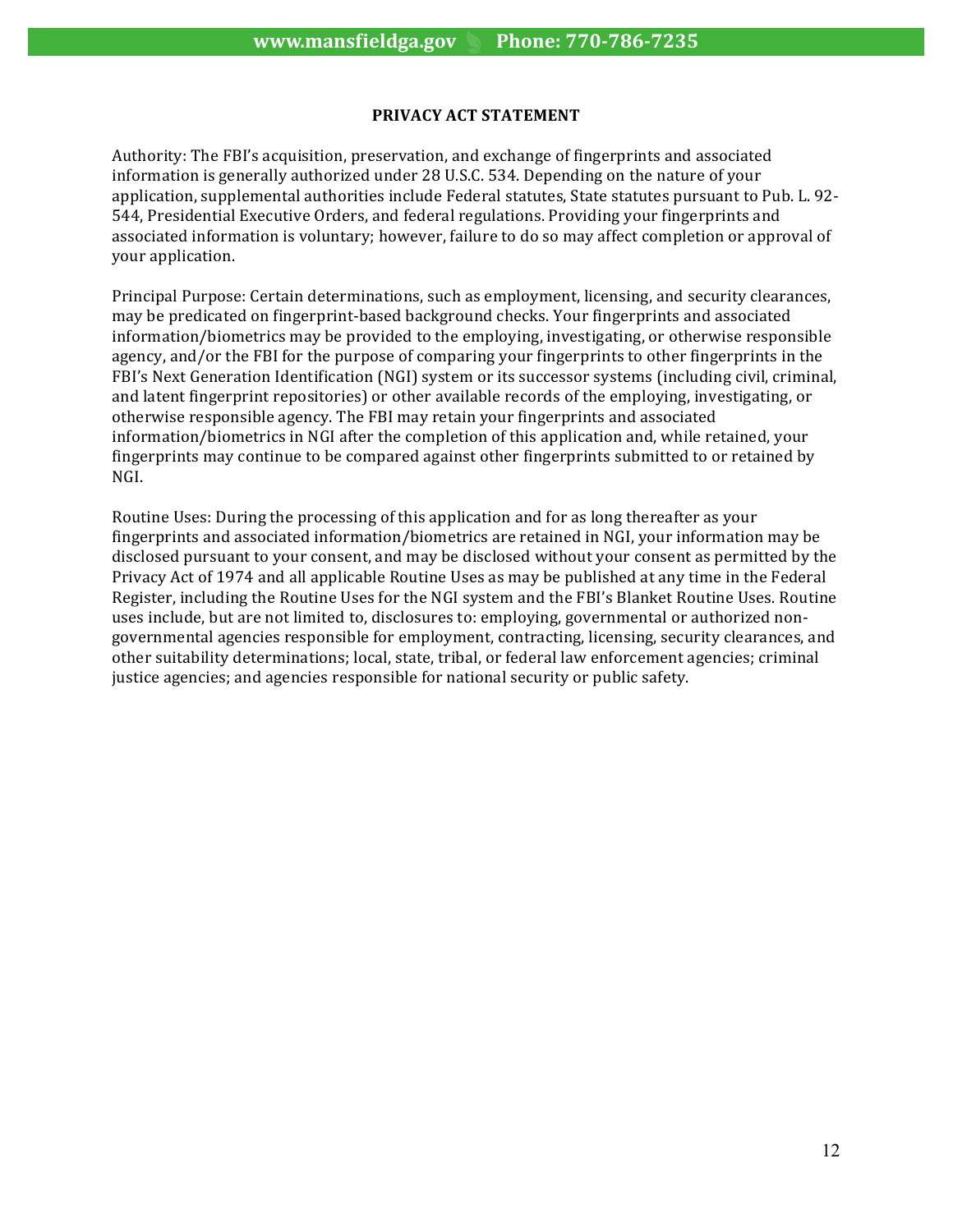## PRIVACY ACT STATEMENT

Authority: The FBI's acquisition, preservation, and exchange of fingerprints and associated information is generally authorized under 28 U.S.C. 534. Depending on the nature of your application, supplemental authorities include Federal statutes, State statutes pursuant to Pub. L. 92-544, Presidential Executive Orders, and federal regulations. Providing your fingerprints and associated information is voluntary; however, failure to do so may affect completion or approval of your application.

Principal Purpose: Certain determinations, such as employment, licensing, and security clearances, may be predicated on fingerprint-based background checks. Your fingerprints and associated information/biometrics may be provided to the employing, investigating, or otherwise responsible agency, and/or the FBI for the purpose of comparing your fingerprints to other fingerprints in the FBI's Next Generation Identification (NGI) system or its successor systems (including civil, criminal, and latent fingerprint repositories) or other available records of the employing, investigating, or otherwise responsible agency. The FBI may retain your fingerprints and associated information/biometrics in NGI after the completion of this application and, while retained, your fingerprints may continue to be compared against other fingerprints submitted to or retained by NGI.

Routine Uses: During the processing of this application and for as long thereafter as your fingerprints and associated information/biometrics are retained in NGI, your information may be disclosed pursuant to your consent, and may be disclosed without your consent as permitted by the Privacy Act of 1974 and all applicable Routine Uses as may be published at any time in the Federal Register, including the Routine Uses for the NGI system and the FBI's Blanket Routine Uses. Routine uses include, but are not limited to, disclosures to: employing, governmental or authorized non-governmental agencies responsible for employment, contracting, licensing, security clearances, and other suitability determinations; local, state, tribal, or federal law enforcement agencies; criminal justice agencies; and agencies responsible for national security or public safety.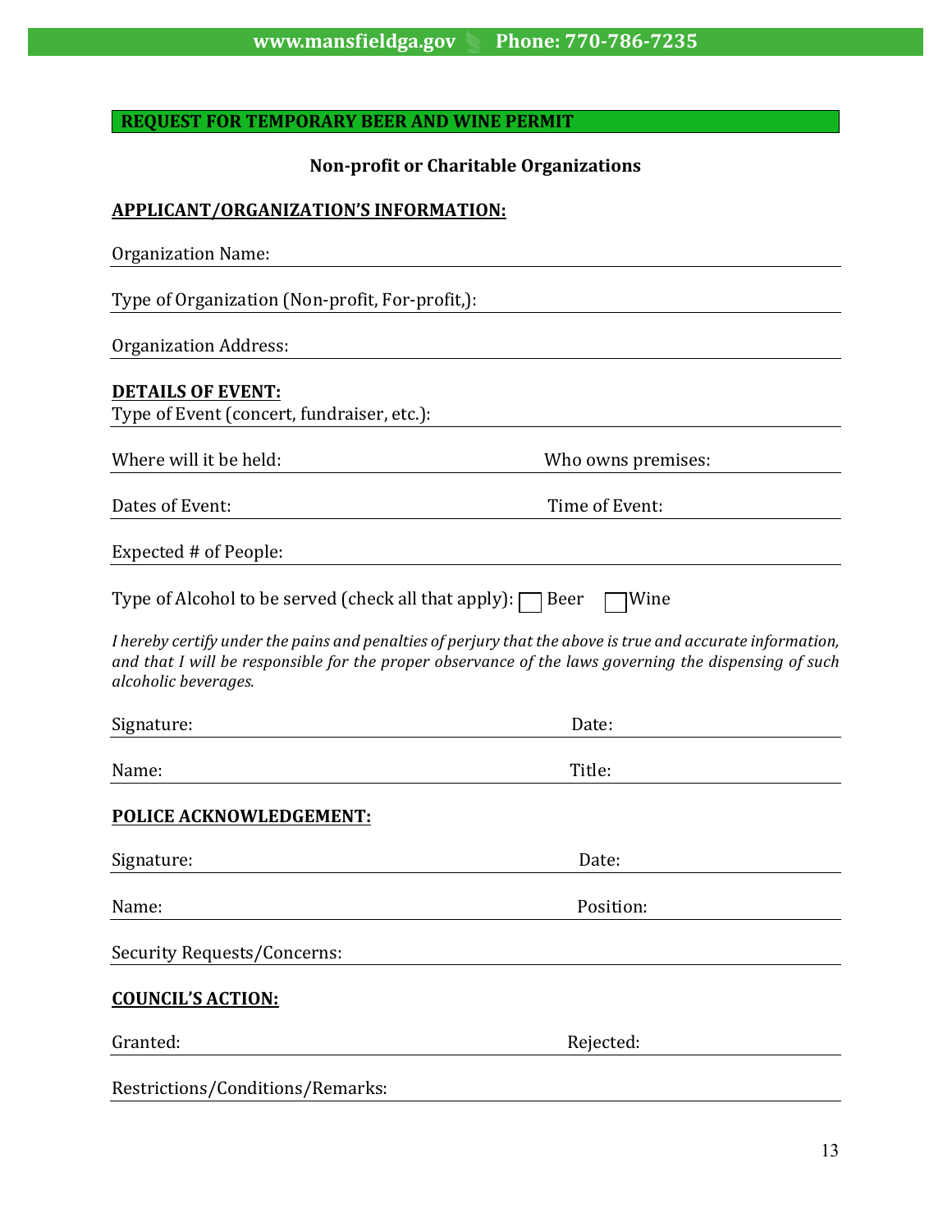www.mansfieldga.gov Phone: 770-786-7235

## REQUEST FOR TEMPORARY BEER AND WINE PERMIT

**Non-profit or Charitable Organizations**

**APPLICANT/ORGANIZATION'S INFORMATION:**

Organization Name: ______________________________

Type of Organization (Non-profit, For-profit,): ______________________________

Organization Address: ______________________________

**DETAILS OF EVENT:**

Type of Event (concert, fundraiser, etc.): ______________________________

Where will it be held: ______________ Who owns premises: ______________

Dates of Event: ______________ Time of Event: ______________

Expected # of People: ______________________________

Type of Alcohol to be served (check all that apply): ☐ Beer ☐ Wine

*I hereby certify under the pains and penalties of perjury that the above is true and accurate information, and that I will be responsible for the proper observance of the laws governing the dispensing of such alcoholic beverages.*

Signature: ______________ Date: ______________

Name: ______________ Title: ______________

**POLICE ACKNOWLEDGEMENT:**

Signature: ______________ Date: ______________

Name: ______________ Position: ______________

Security Requests/Concerns: ______________________________

**COUNCIL'S ACTION:**

Granted: ______________ Rejected: ______________

Restrictions/Conditions/Remarks: ______________________________